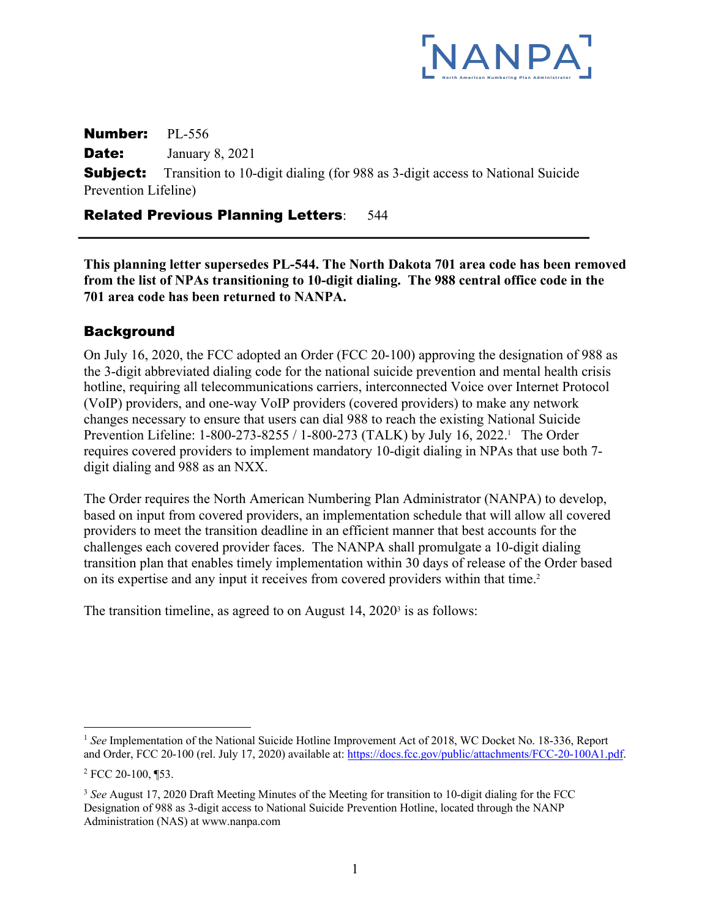**Number:** PL-556

**Date:** January 8, 2021

**Subject:** Transition to 10-digit dialing (for 988 as 3-digit access to National Suicide Prevention Lifeline)

**Related Previous Planning Letters**: 544

---

**This planning letter supersedes PL-544. The North Dakota 701 area code has been removed from the list of NPAs transitioning to 10-digit dialing. The 988 central office code in the 701 area code has been returned to NANPA.**

## Background

On July 16, 2020, the FCC adopted an Order (FCC 20-100) approving the designation of 988 as the 3-digit abbreviated dialing code for the national suicide prevention and mental health crisis hotline, requiring all telecommunications carriers, interconnected Voice over Internet Protocol (VoIP) providers, and one-way VoIP providers (covered providers) to make any network changes necessary to ensure that users can dial 988 to reach the existing National Suicide Prevention Lifeline: 1-800-273-8255 / 1-800-273 (TALK) by July 16, 2022.[1] The Order requires covered providers to implement mandatory 10-digit dialing in NPAs that use both 7-digit dialing and 988 as an NXX.

The Order requires the North American Numbering Plan Administrator (NANPA) to develop, based on input from covered providers, an implementation schedule that will allow all covered providers to meet the transition deadline in an efficient manner that best accounts for the challenges each covered provider faces. The NANPA shall promulgate a 10-digit dialing transition plan that enables timely implementation within 30 days of release of the Order based on its expertise and any input it receives from covered providers within that time.[2]

The transition timeline, as agreed to on August 14, 2020[3] is as follows:

---

[1] *See* Implementation of the National Suicide Hotline Improvement Act of 2018, WC Docket No. 18-336, Report and Order, FCC 20-100 (rel. July 17, 2020) available at: https://docs.fcc.gov/public/attachments/FCC-20-100A1.pdf.

[2] FCC 20-100, ¶53.

[3] *See* August 17, 2020 Draft Meeting Minutes of the Meeting for transition to 10-digit dialing for the FCC Designation of 988 as 3-digit access to National Suicide Prevention Hotline, located through the NANP Administration (NAS) at www.nanpa.com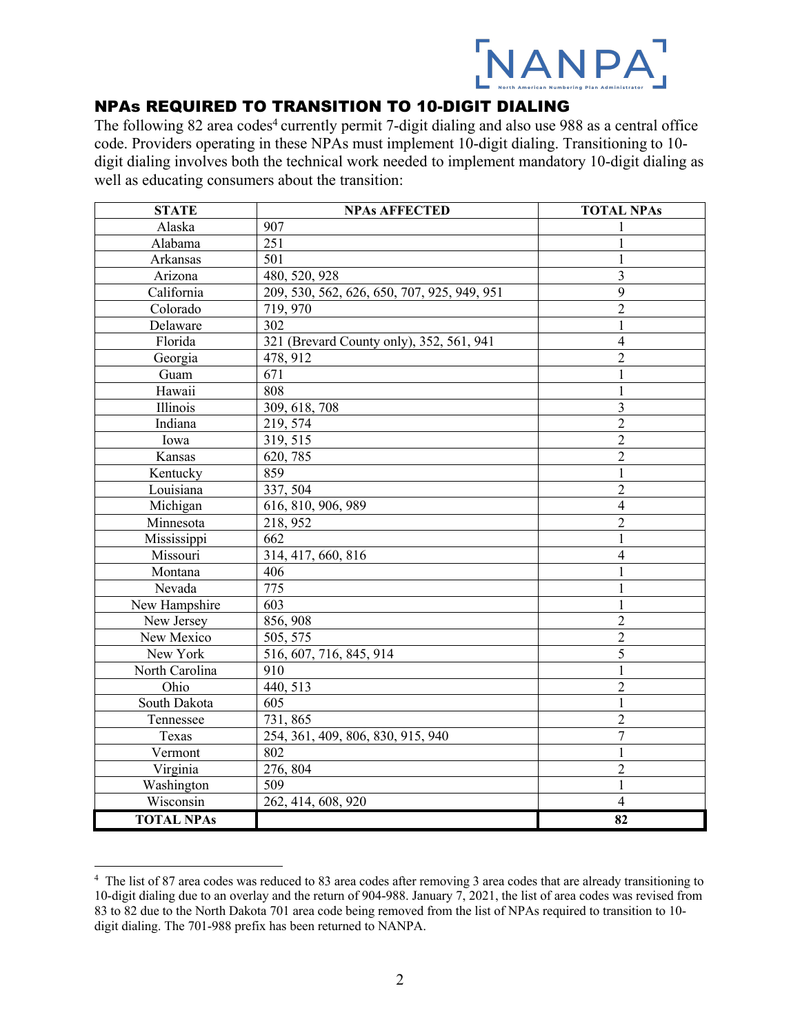## NPAs REQUIRED TO TRANSITION TO 10-DIGIT DIALING

The following 82 area codes[4] currently permit 7-digit dialing and also use 988 as a central office code. Providers operating in these NPAs must implement 10-digit dialing. Transitioning to 10-digit dialing involves both the technical work needed to implement mandatory 10-digit dialing as well as educating consumers about the transition:

| STATE | NPAs AFFECTED | TOTAL NPAs |
|---|---|---|
| Alaska | 907 | 1 |
| Alabama | 251 | 1 |
| Arkansas | 501 | 1 |
| Arizona | 480, 520, 928 | 3 |
| California | 209, 530, 562, 626, 650, 707, 925, 949, 951 | 9 |
| Colorado | 719, 970 | 2 |
| Delaware | 302 | 1 |
| Florida | 321 (Brevard County only), 352, 561, 941 | 4 |
| Georgia | 478, 912 | 2 |
| Guam | 671 | 1 |
| Hawaii | 808 | 1 |
| Illinois | 309, 618, 708 | 3 |
| Indiana | 219, 574 | 2 |
| Iowa | 319, 515 | 2 |
| Kansas | 620, 785 | 2 |
| Kentucky | 859 | 1 |
| Louisiana | 337, 504 | 2 |
| Michigan | 616, 810, 906, 989 | 4 |
| Minnesota | 218, 952 | 2 |
| Mississippi | 662 | 1 |
| Missouri | 314, 417, 660, 816 | 4 |
| Montana | 406 | 1 |
| Nevada | 775 | 1 |
| New Hampshire | 603 | 1 |
| New Jersey | 856, 908 | 2 |
| New Mexico | 505, 575 | 2 |
| New York | 516, 607, 716, 845, 914 | 5 |
| North Carolina | 910 | 1 |
| Ohio | 440, 513 | 2 |
| South Dakota | 605 | 1 |
| Tennessee | 731, 865 | 2 |
| Texas | 254, 361, 409, 806, 830, 915, 940 | 7 |
| Vermont | 802 | 1 |
| Virginia | 276, 804 | 2 |
| Washington | 509 | 1 |
| Wisconsin | 262, 414, 608, 920 | 4 |
| **TOTAL NPAs** | | **82** |

[4] The list of 87 area codes was reduced to 83 area codes after removing 3 area codes that are already transitioning to 10-digit dialing due to an overlay and the return of 904-988. January 7, 2021, the list of area codes was revised from 83 to 82 due to the North Dakota 701 area code being removed from the list of NPAs required to transition to 10-digit dialing. The 701-988 prefix has been returned to NANPA.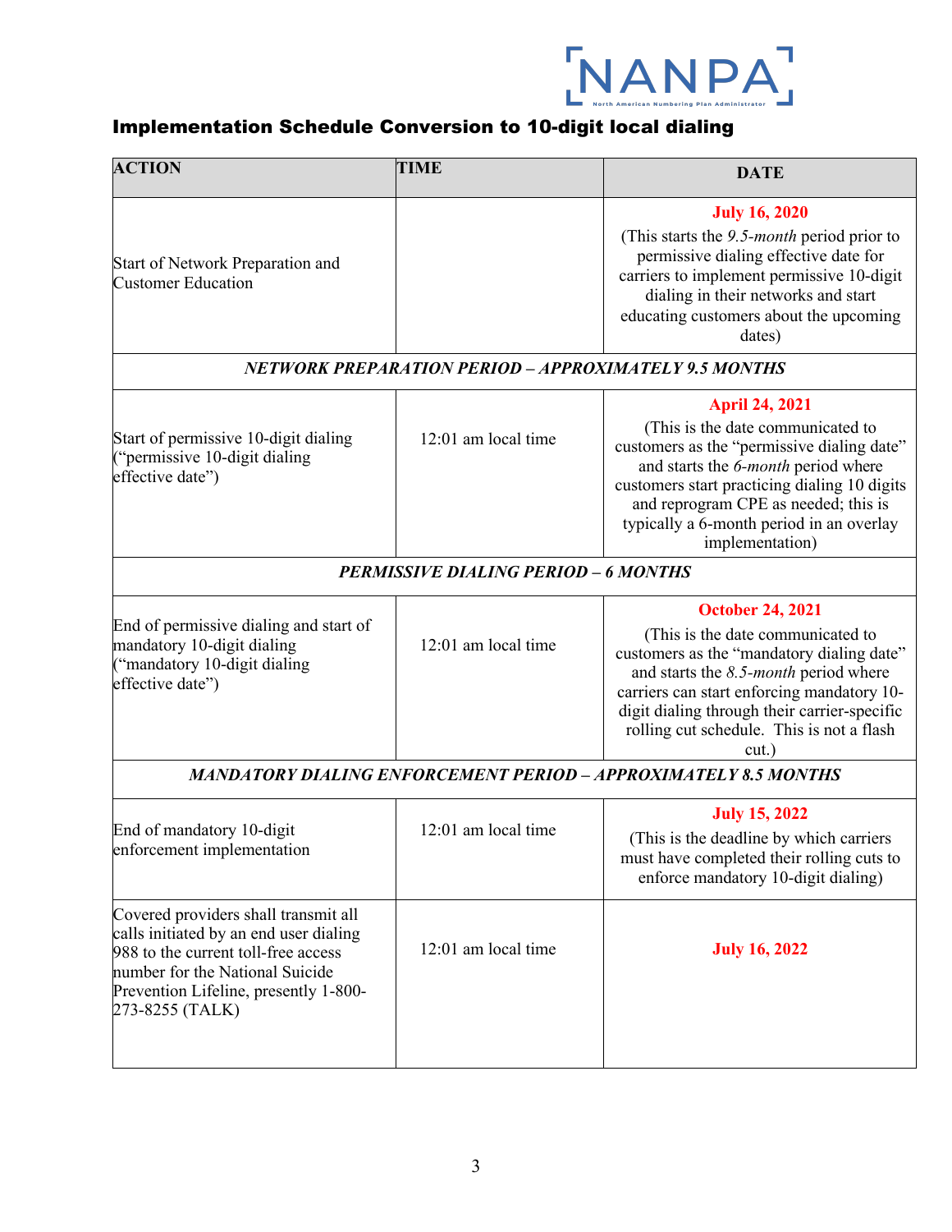## Implementation Schedule Conversion to 10-digit local dialing

| ACTION | TIME | DATE |
|---|---|---|
| Start of Network Preparation and Customer Education | | **July 16, 2020** (This starts the *9.5-month* period prior to permissive dialing effective date for carriers to implement permissive 10-digit dialing in their networks and start educating customers about the upcoming dates) |
| ***NETWORK PREPARATION PERIOD – APPROXIMATELY 9.5 MONTHS*** | | |
| Start of permissive 10-digit dialing ("permissive 10-digit dialing effective date") | 12:01 am local time | **April 24, 2021** (This is the date communicated to customers as the "permissive dialing date" and starts the *6-month* period where customers start practicing dialing 10 digits and reprogram CPE as needed; this is typically a 6-month period in an overlay implementation) |
| ***PERMISSIVE DIALING PERIOD – 6 MONTHS*** | | |
| End of permissive dialing and start of mandatory 10-digit dialing ("mandatory 10-digit dialing effective date") | 12:01 am local time | **October 24, 2021** (This is the date communicated to customers as the "mandatory dialing date" and starts the *8.5-month* period where carriers can start enforcing mandatory 10-digit dialing through their carrier-specific rolling cut schedule. This is not a flash cut.) |
| ***MANDATORY DIALING ENFORCEMENT PERIOD – APPROXIMATELY 8.5 MONTHS*** | | |
| End of mandatory 10-digit enforcement implementation | 12:01 am local time | **July 15, 2022** (This is the deadline by which carriers must have completed their rolling cuts to enforce mandatory 10-digit dialing) |
| Covered providers shall transmit all calls initiated by an end user dialing 988 to the current toll-free access number for the National Suicide Prevention Lifeline, presently 1-800-273-8255 (TALK) | 12:01 am local time | **July 16, 2022** |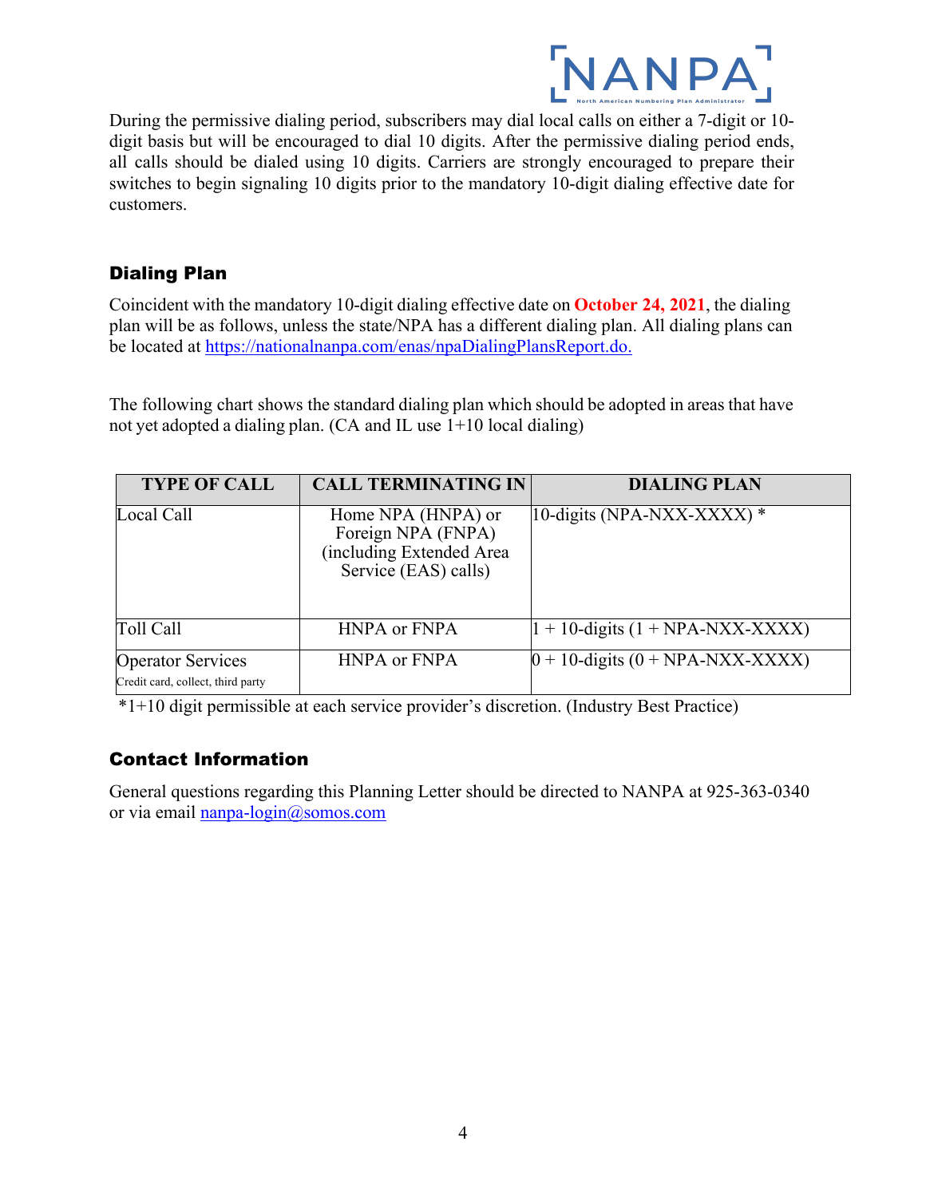During the permissive dialing period, subscribers may dial local calls on either a 7-digit or 10-digit basis but will be encouraged to dial 10 digits. After the permissive dialing period ends, all calls should be dialed using 10 digits. Carriers are strongly encouraged to prepare their switches to begin signaling 10 digits prior to the mandatory 10-digit dialing effective date for customers.

## Dialing Plan

Coincident with the mandatory 10-digit dialing effective date on **October 24, 2021**, the dialing plan will be as follows, unless the state/NPA has a different dialing plan. All dialing plans can be located at https://nationalnanpa.com/enas/npaDialingPlansReport.do.

The following chart shows the standard dialing plan which should be adopted in areas that have not yet adopted a dialing plan. (CA and IL use 1+10 local dialing)

| TYPE OF CALL | CALL TERMINATING IN | DIALING PLAN |
|---|---|---|
| Local Call | Home NPA (HNPA) or Foreign NPA (FNPA) (including Extended Area Service (EAS) calls) | 10-digits (NPA-NXX-XXXX) * |
| Toll Call | HNPA or FNPA | 1 + 10-digits (1 + NPA-NXX-XXXX) |
| Operator Services<br>Credit card, collect, third party | HNPA or FNPA | 0 + 10-digits (0 + NPA-NXX-XXXX) |

*1+10 digit permissible at each service provider's discretion. (Industry Best Practice)

## Contact Information

General questions regarding this Planning Letter should be directed to NANPA at 925-363-0340 or via email nanpa-login@somos.com